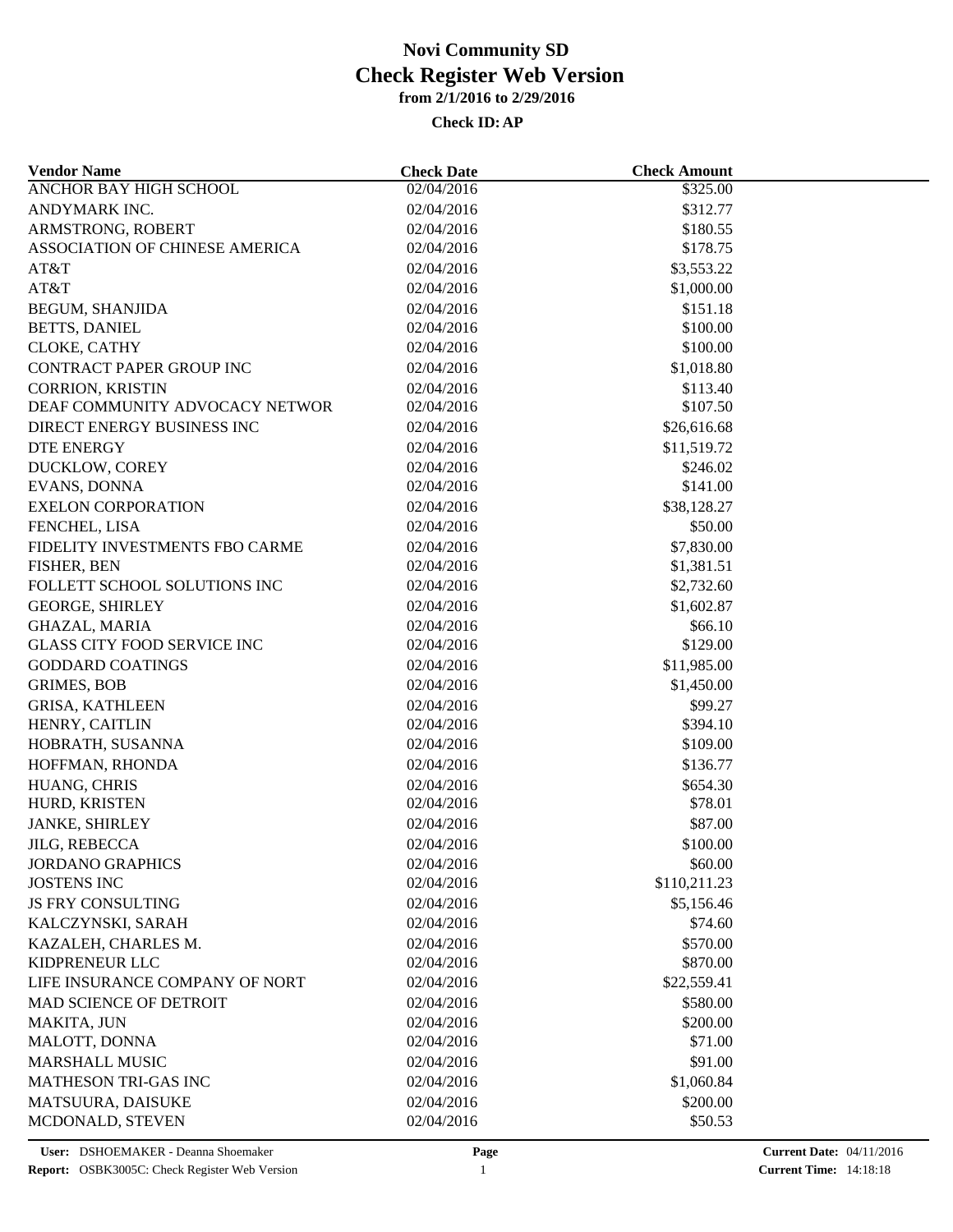# Novi Community SD
## Check Register Web Version
### from 2/1/2016 to 2/29/2016

**Check ID: AP**

| Vendor Name | Check Date | Check Amount |
|---|---|---|
| ANCHOR BAY HIGH SCHOOL | 02/04/2016 | $325.00 |
| ANDYMARK INC. | 02/04/2016 | $312.77 |
| ARMSTRONG, ROBERT | 02/04/2016 | $180.55 |
| ASSOCIATION OF CHINESE AMERICA | 02/04/2016 | $178.75 |
| AT&T | 02/04/2016 | $3,553.22 |
| AT&T | 02/04/2016 | $1,000.00 |
| BEGUM, SHANJIDA | 02/04/2016 | $151.18 |
| BETTS, DANIEL | 02/04/2016 | $100.00 |
| CLOKE, CATHY | 02/04/2016 | $100.00 |
| CONTRACT PAPER GROUP INC | 02/04/2016 | $1,018.80 |
| CORRION, KRISTIN | 02/04/2016 | $113.40 |
| DEAF COMMUNITY ADVOCACY NETWOR | 02/04/2016 | $107.50 |
| DIRECT ENERGY BUSINESS INC | 02/04/2016 | $26,616.68 |
| DTE ENERGY | 02/04/2016 | $11,519.72 |
| DUCKLOW, COREY | 02/04/2016 | $246.02 |
| EVANS, DONNA | 02/04/2016 | $141.00 |
| EXELON CORPORATION | 02/04/2016 | $38,128.27 |
| FENCHEL, LISA | 02/04/2016 | $50.00 |
| FIDELITY INVESTMENTS FBO CARME | 02/04/2016 | $7,830.00 |
| FISHER, BEN | 02/04/2016 | $1,381.51 |
| FOLLETT SCHOOL SOLUTIONS INC | 02/04/2016 | $2,732.60 |
| GEORGE, SHIRLEY | 02/04/2016 | $1,602.87 |
| GHAZAL, MARIA | 02/04/2016 | $66.10 |
| GLASS CITY FOOD SERVICE INC | 02/04/2016 | $129.00 |
| GODDARD COATINGS | 02/04/2016 | $11,985.00 |
| GRIMES, BOB | 02/04/2016 | $1,450.00 |
| GRISA, KATHLEEN | 02/04/2016 | $99.27 |
| HENRY, CAITLIN | 02/04/2016 | $394.10 |
| HOBRATH, SUSANNA | 02/04/2016 | $109.00 |
| HOFFMAN, RHONDA | 02/04/2016 | $136.77 |
| HUANG, CHRIS | 02/04/2016 | $654.30 |
| HURD, KRISTEN | 02/04/2016 | $78.01 |
| JANKE, SHIRLEY | 02/04/2016 | $87.00 |
| JILG, REBECCA | 02/04/2016 | $100.00 |
| JORDANO GRAPHICS | 02/04/2016 | $60.00 |
| JOSTENS INC | 02/04/2016 | $110,211.23 |
| JS FRY CONSULTING | 02/04/2016 | $5,156.46 |
| KALCZYNSKI, SARAH | 02/04/2016 | $74.60 |
| KAZALEH, CHARLES M. | 02/04/2016 | $570.00 |
| KIDPRENEUR LLC | 02/04/2016 | $870.00 |
| LIFE INSURANCE COMPANY OF NORT | 02/04/2016 | $22,559.41 |
| MAD SCIENCE OF DETROIT | 02/04/2016 | $580.00 |
| MAKITA, JUN | 02/04/2016 | $200.00 |
| MALOTT, DONNA | 02/04/2016 | $71.00 |
| MARSHALL MUSIC | 02/04/2016 | $91.00 |
| MATHESON TRI-GAS INC | 02/04/2016 | $1,060.84 |
| MATSUURA, DAISUKE | 02/04/2016 | $200.00 |
| MCDONALD, STEVEN | 02/04/2016 | $50.53 |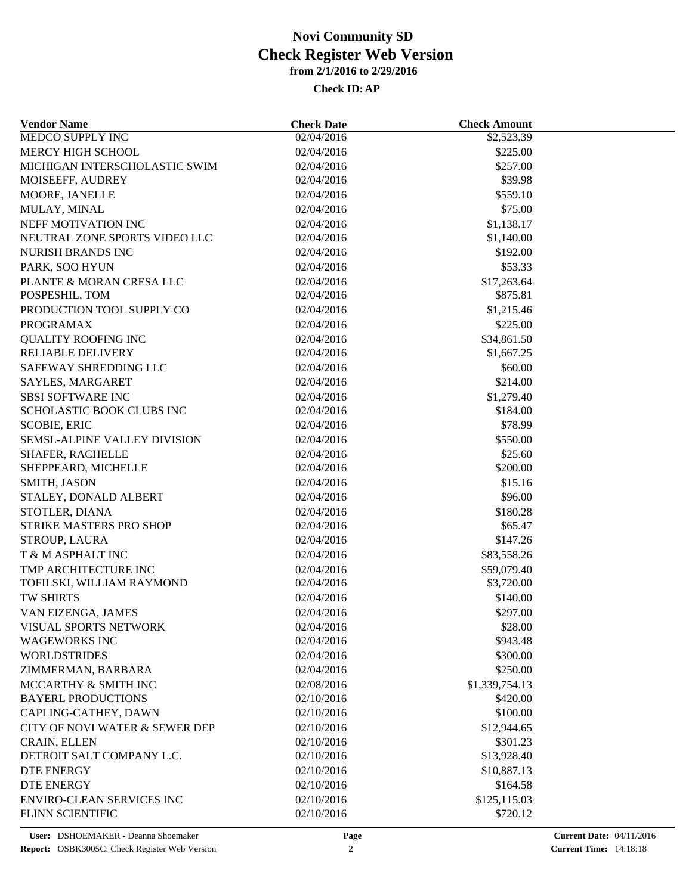# Novi Community SD
## Check Register Web Version
### from 2/1/2016 to 2/29/2016

**Check ID: AP**

| Vendor Name | Check Date | Check Amount |
|---|---|---|
| MEDCO SUPPLY INC | 02/04/2016 | $2,523.39 |
| MERCY HIGH SCHOOL | 02/04/2016 | $225.00 |
| MICHIGAN INTERSCHOLASTIC SWIM | 02/04/2016 | $257.00 |
| MOISEEFF, AUDREY | 02/04/2016 | $39.98 |
| MOORE, JANELLE | 02/04/2016 | $559.10 |
| MULAY, MINAL | 02/04/2016 | $75.00 |
| NEFF MOTIVATION INC | 02/04/2016 | $1,138.17 |
| NEUTRAL ZONE SPORTS VIDEO LLC | 02/04/2016 | $1,140.00 |
| NURISH BRANDS INC | 02/04/2016 | $192.00 |
| PARK, SOO HYUN | 02/04/2016 | $53.33 |
| PLANTE & MORAN CRESA LLC | 02/04/2016 | $17,263.64 |
| POSPESHIL, TOM | 02/04/2016 | $875.81 |
| PRODUCTION TOOL SUPPLY CO | 02/04/2016 | $1,215.46 |
| PROGRAMAX | 02/04/2016 | $225.00 |
| QUALITY ROOFING INC | 02/04/2016 | $34,861.50 |
| RELIABLE DELIVERY | 02/04/2016 | $1,667.25 |
| SAFEWAY SHREDDING LLC | 02/04/2016 | $60.00 |
| SAYLES, MARGARET | 02/04/2016 | $214.00 |
| SBSI SOFTWARE INC | 02/04/2016 | $1,279.40 |
| SCHOLASTIC BOOK CLUBS INC | 02/04/2016 | $184.00 |
| SCOBIE, ERIC | 02/04/2016 | $78.99 |
| SEMSL-ALPINE VALLEY DIVISION | 02/04/2016 | $550.00 |
| SHAFER, RACHELLE | 02/04/2016 | $25.60 |
| SHEPPEARD, MICHELLE | 02/04/2016 | $200.00 |
| SMITH, JASON | 02/04/2016 | $15.16 |
| STALEY, DONALD ALBERT | 02/04/2016 | $96.00 |
| STOTLER, DIANA | 02/04/2016 | $180.28 |
| STRIKE MASTERS PRO SHOP | 02/04/2016 | $65.47 |
| STROUP, LAURA | 02/04/2016 | $147.26 |
| T & M ASPHALT INC | 02/04/2016 | $83,558.26 |
| TMP ARCHITECTURE INC | 02/04/2016 | $59,079.40 |
| TOFILSKI, WILLIAM RAYMOND | 02/04/2016 | $3,720.00 |
| TW SHIRTS | 02/04/2016 | $140.00 |
| VAN EIZENGA, JAMES | 02/04/2016 | $297.00 |
| VISUAL SPORTS NETWORK | 02/04/2016 | $28.00 |
| WAGEWORKS INC | 02/04/2016 | $943.48 |
| WORLDSTRIDES | 02/04/2016 | $300.00 |
| ZIMMERMAN, BARBARA | 02/04/2016 | $250.00 |
| MCCARTHY & SMITH INC | 02/08/2016 | $1,339,754.13 |
| BAYERL PRODUCTIONS | 02/10/2016 | $420.00 |
| CAPLING-CATHEY, DAWN | 02/10/2016 | $100.00 |
| CITY OF NOVI WATER & SEWER DEP | 02/10/2016 | $12,944.65 |
| CRAIN, ELLEN | 02/10/2016 | $301.23 |
| DETROIT SALT COMPANY L.C. | 02/10/2016 | $13,928.40 |
| DTE ENERGY | 02/10/2016 | $10,887.13 |
| DTE ENERGY | 02/10/2016 | $164.58 |
| ENVIRO-CLEAN SERVICES INC | 02/10/2016 | $125,115.03 |
| FLINN SCIENTIFIC | 02/10/2016 | $720.12 |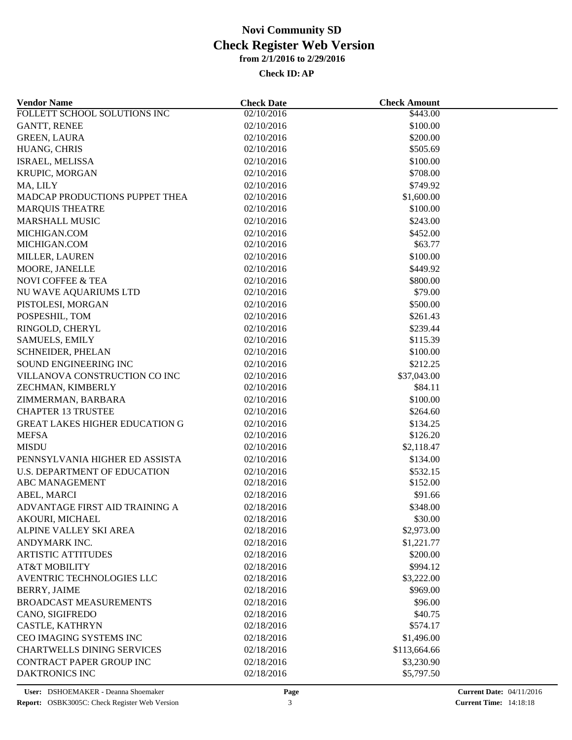# Novi Community SD

## Check Register Web Version

### from 2/1/2016 to 2/29/2016

**Check ID: AP**

| Vendor Name | Check Date | Check Amount |
|---|---|---|
| FOLLETT SCHOOL SOLUTIONS INC | 02/10/2016 | $443.00 |
| GANTT, RENEE | 02/10/2016 | $100.00 |
| GREEN, LAURA | 02/10/2016 | $200.00 |
| HUANG, CHRIS | 02/10/2016 | $505.69 |
| ISRAEL, MELISSA | 02/10/2016 | $100.00 |
| KRUPIC, MORGAN | 02/10/2016 | $708.00 |
| MA, LILY | 02/10/2016 | $749.92 |
| MADCAP PRODUCTIONS PUPPET THEA | 02/10/2016 | $1,600.00 |
| MARQUIS THEATRE | 02/10/2016 | $100.00 |
| MARSHALL MUSIC | 02/10/2016 | $243.00 |
| MICHIGAN.COM | 02/10/2016 | $452.00 |
| MICHIGAN.COM | 02/10/2016 | $63.77 |
| MILLER, LAUREN | 02/10/2016 | $100.00 |
| MOORE, JANELLE | 02/10/2016 | $449.92 |
| NOVI COFFEE & TEA | 02/10/2016 | $800.00 |
| NU WAVE AQUARIUMS LTD | 02/10/2016 | $79.00 |
| PISTOLESI, MORGAN | 02/10/2016 | $500.00 |
| POSPESHIL, TOM | 02/10/2016 | $261.43 |
| RINGOLD, CHERYL | 02/10/2016 | $239.44 |
| SAMUELS, EMILY | 02/10/2016 | $115.39 |
| SCHNEIDER, PHELAN | 02/10/2016 | $100.00 |
| SOUND ENGINEERING INC | 02/10/2016 | $212.25 |
| VILLANOVA CONSTRUCTION CO INC | 02/10/2016 | $37,043.00 |
| ZECHMAN, KIMBERLY | 02/10/2016 | $84.11 |
| ZIMMERMAN, BARBARA | 02/10/2016 | $100.00 |
| CHAPTER 13 TRUSTEE | 02/10/2016 | $264.60 |
| GREAT LAKES HIGHER EDUCATION G | 02/10/2016 | $134.25 |
| MEFSA | 02/10/2016 | $126.20 |
| MISDU | 02/10/2016 | $2,118.47 |
| PENNSYLVANIA HIGHER ED ASSISTA | 02/10/2016 | $134.00 |
| U.S. DEPARTMENT OF EDUCATION | 02/10/2016 | $532.15 |
| ABC MANAGEMENT | 02/18/2016 | $152.00 |
| ABEL, MARCI | 02/18/2016 | $91.66 |
| ADVANTAGE FIRST AID TRAINING A | 02/18/2016 | $348.00 |
| AKOURI, MICHAEL | 02/18/2016 | $30.00 |
| ALPINE VALLEY SKI AREA | 02/18/2016 | $2,973.00 |
| ANDYMARK INC. | 02/18/2016 | $1,221.77 |
| ARTISTIC ATTITUDES | 02/18/2016 | $200.00 |
| AT&T MOBILITY | 02/18/2016 | $994.12 |
| AVENTRIC TECHNOLOGIES LLC | 02/18/2016 | $3,222.00 |
| BERRY, JAIME | 02/18/2016 | $969.00 |
| BROADCAST MEASUREMENTS | 02/18/2016 | $96.00 |
| CANO, SIGIFREDO | 02/18/2016 | $40.75 |
| CASTLE, KATHRYN | 02/18/2016 | $574.17 |
| CEO IMAGING SYSTEMS INC | 02/18/2016 | $1,496.00 |
| CHARTWELLS DINING SERVICES | 02/18/2016 | $113,664.66 |
| CONTRACT PAPER GROUP INC | 02/18/2016 | $3,230.90 |
| DAKTRONICS INC | 02/18/2016 | $5,797.50 |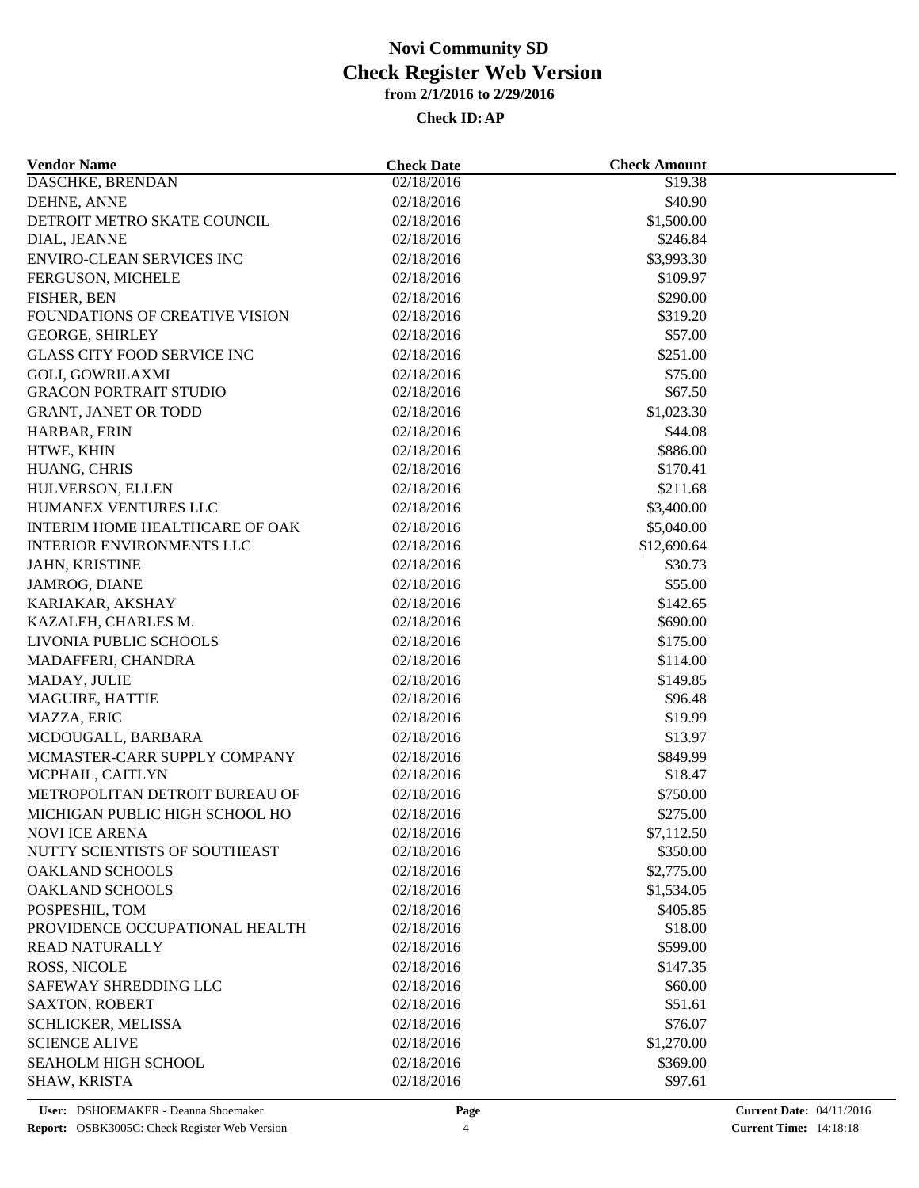# Novi Community SD
## Check Register Web Version
### from 2/1/2016 to 2/29/2016

**Check ID: AP**

| Vendor Name | Check Date | Check Amount |
|---|---|---|
| DASCHKE, BRENDAN | 02/18/2016 | $19.38 |
| DEHNE, ANNE | 02/18/2016 | $40.90 |
| DETROIT METRO SKATE COUNCIL | 02/18/2016 | $1,500.00 |
| DIAL, JEANNE | 02/18/2016 | $246.84 |
| ENVIRO-CLEAN SERVICES INC | 02/18/2016 | $3,993.30 |
| FERGUSON, MICHELE | 02/18/2016 | $109.97 |
| FISHER, BEN | 02/18/2016 | $290.00 |
| FOUNDATIONS OF CREATIVE VISION | 02/18/2016 | $319.20 |
| GEORGE, SHIRLEY | 02/18/2016 | $57.00 |
| GLASS CITY FOOD SERVICE INC | 02/18/2016 | $251.00 |
| GOLI, GOWRILAXMI | 02/18/2016 | $75.00 |
| GRACON PORTRAIT STUDIO | 02/18/2016 | $67.50 |
| GRANT, JANET OR TODD | 02/18/2016 | $1,023.30 |
| HARBAR, ERIN | 02/18/2016 | $44.08 |
| HTWE, KHIN | 02/18/2016 | $886.00 |
| HUANG, CHRIS | 02/18/2016 | $170.41 |
| HULVERSON, ELLEN | 02/18/2016 | $211.68 |
| HUMANEX VENTURES LLC | 02/18/2016 | $3,400.00 |
| INTERIM HOME HEALTHCARE OF OAK | 02/18/2016 | $5,040.00 |
| INTERIOR ENVIRONMENTS LLC | 02/18/2016 | $12,690.64 |
| JAHN, KRISTINE | 02/18/2016 | $30.73 |
| JAMROG, DIANE | 02/18/2016 | $55.00 |
| KARIAKAR, AKSHAY | 02/18/2016 | $142.65 |
| KAZALEH, CHARLES M. | 02/18/2016 | $690.00 |
| LIVONIA PUBLIC SCHOOLS | 02/18/2016 | $175.00 |
| MADAFFERI, CHANDRA | 02/18/2016 | $114.00 |
| MADAY, JULIE | 02/18/2016 | $149.85 |
| MAGUIRE, HATTIE | 02/18/2016 | $96.48 |
| MAZZA, ERIC | 02/18/2016 | $19.99 |
| MCDOUGALL, BARBARA | 02/18/2016 | $13.97 |
| MCMASTER-CARR SUPPLY COMPANY | 02/18/2016 | $849.99 |
| MCPHAIL, CAITLYN | 02/18/2016 | $18.47 |
| METROPOLITAN DETROIT BUREAU OF | 02/18/2016 | $750.00 |
| MICHIGAN PUBLIC HIGH SCHOOL HO | 02/18/2016 | $275.00 |
| NOVI ICE ARENA | 02/18/2016 | $7,112.50 |
| NUTTY SCIENTISTS OF SOUTHEAST | 02/18/2016 | $350.00 |
| OAKLAND SCHOOLS | 02/18/2016 | $2,775.00 |
| OAKLAND SCHOOLS | 02/18/2016 | $1,534.05 |
| POSPESHIL, TOM | 02/18/2016 | $405.85 |
| PROVIDENCE OCCUPATIONAL HEALTH | 02/18/2016 | $18.00 |
| READ NATURALLY | 02/18/2016 | $599.00 |
| ROSS, NICOLE | 02/18/2016 | $147.35 |
| SAFEWAY SHREDDING LLC | 02/18/2016 | $60.00 |
| SAXTON, ROBERT | 02/18/2016 | $51.61 |
| SCHLICKER, MELISSA | 02/18/2016 | $76.07 |
| SCIENCE ALIVE | 02/18/2016 | $1,270.00 |
| SEAHOLM HIGH SCHOOL | 02/18/2016 | $369.00 |
| SHAW, KRISTA | 02/18/2016 | $97.61 |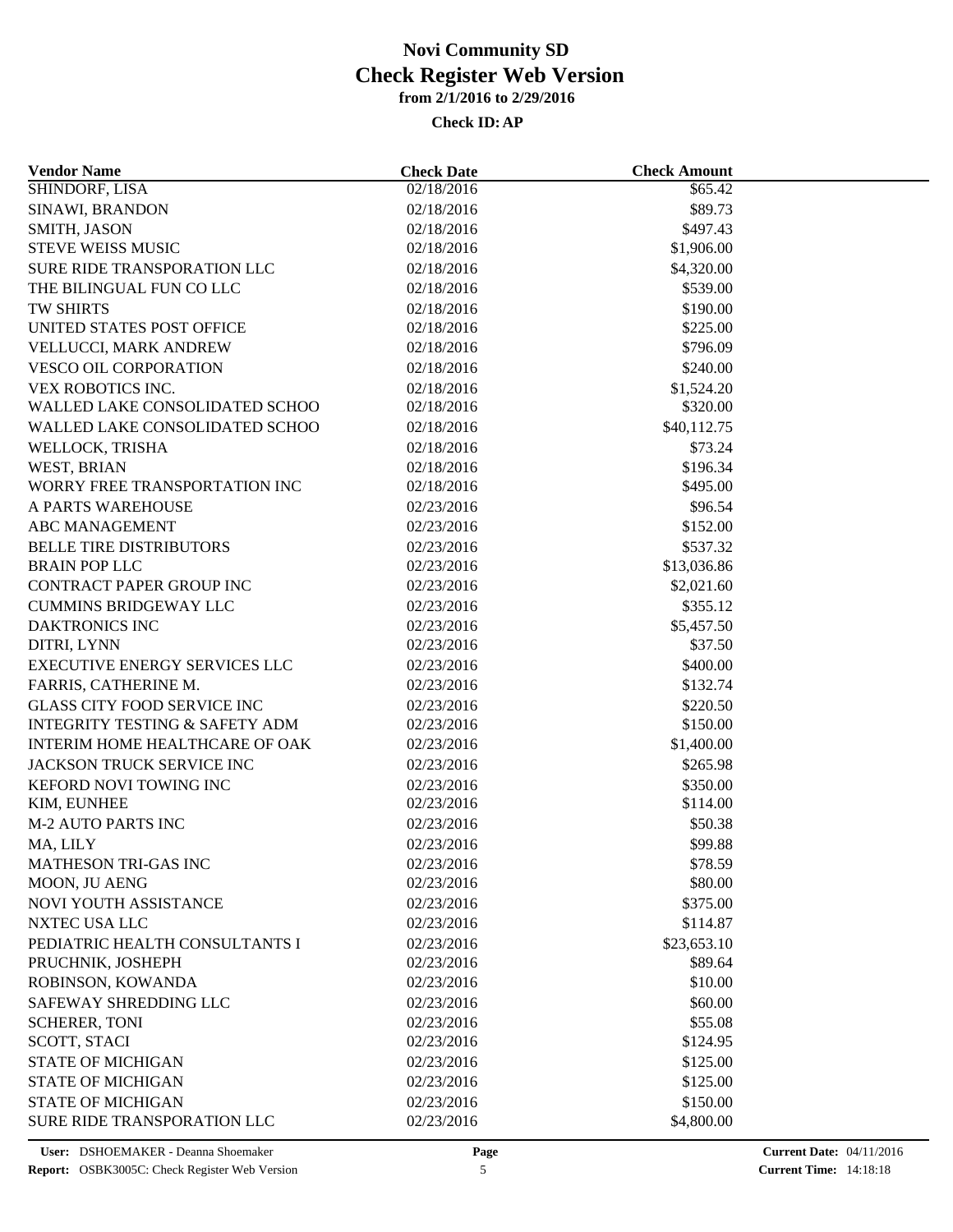# Novi Community SD
## Check Register Web Version
### from 2/1/2016 to 2/29/2016

**Check ID: AP**

| Vendor Name | Check Date | Check Amount |
|---|---|---|
| SHINDORF, LISA | 02/18/2016 | $65.42 |
| SINAWI, BRANDON | 02/18/2016 | $89.73 |
| SMITH, JASON | 02/18/2016 | $497.43 |
| STEVE WEISS MUSIC | 02/18/2016 | $1,906.00 |
| SURE RIDE TRANSPORATION LLC | 02/18/2016 | $4,320.00 |
| THE BILINGUAL FUN CO LLC | 02/18/2016 | $539.00 |
| TW SHIRTS | 02/18/2016 | $190.00 |
| UNITED STATES POST OFFICE | 02/18/2016 | $225.00 |
| VELLUCCI, MARK ANDREW | 02/18/2016 | $796.09 |
| VESCO OIL CORPORATION | 02/18/2016 | $240.00 |
| VEX ROBOTICS INC. | 02/18/2016 | $1,524.20 |
| WALLED LAKE CONSOLIDATED SCHOO | 02/18/2016 | $320.00 |
| WALLED LAKE CONSOLIDATED SCHOO | 02/18/2016 | $40,112.75 |
| WELLOCK, TRISHA | 02/18/2016 | $73.24 |
| WEST, BRIAN | 02/18/2016 | $196.34 |
| WORRY FREE TRANSPORTATION INC | 02/18/2016 | $495.00 |
| A PARTS WAREHOUSE | 02/23/2016 | $96.54 |
| ABC MANAGEMENT | 02/23/2016 | $152.00 |
| BELLE TIRE DISTRIBUTORS | 02/23/2016 | $537.32 |
| BRAIN POP LLC | 02/23/2016 | $13,036.86 |
| CONTRACT PAPER GROUP INC | 02/23/2016 | $2,021.60 |
| CUMMINS BRIDGEWAY LLC | 02/23/2016 | $355.12 |
| DAKTRONICS INC | 02/23/2016 | $5,457.50 |
| DITRI, LYNN | 02/23/2016 | $37.50 |
| EXECUTIVE ENERGY SERVICES LLC | 02/23/2016 | $400.00 |
| FARRIS, CATHERINE M. | 02/23/2016 | $132.74 |
| GLASS CITY FOOD SERVICE INC | 02/23/2016 | $220.50 |
| INTEGRITY TESTING & SAFETY ADM | 02/23/2016 | $150.00 |
| INTERIM HOME HEALTHCARE OF OAK | 02/23/2016 | $1,400.00 |
| JACKSON TRUCK SERVICE INC | 02/23/2016 | $265.98 |
| KEFORD NOVI TOWING INC | 02/23/2016 | $350.00 |
| KIM, EUNHEE | 02/23/2016 | $114.00 |
| M-2 AUTO PARTS INC | 02/23/2016 | $50.38 |
| MA, LILY | 02/23/2016 | $99.88 |
| MATHESON TRI-GAS INC | 02/23/2016 | $78.59 |
| MOON, JU AENG | 02/23/2016 | $80.00 |
| NOVI YOUTH ASSISTANCE | 02/23/2016 | $375.00 |
| NXTEC USA LLC | 02/23/2016 | $114.87 |
| PEDIATRIC HEALTH CONSULTANTS I | 02/23/2016 | $23,653.10 |
| PRUCHNIK, JOSHEPH | 02/23/2016 | $89.64 |
| ROBINSON, KOWANDA | 02/23/2016 | $10.00 |
| SAFEWAY SHREDDING LLC | 02/23/2016 | $60.00 |
| SCHERER, TONI | 02/23/2016 | $55.08 |
| SCOTT, STACI | 02/23/2016 | $124.95 |
| STATE OF MICHIGAN | 02/23/2016 | $125.00 |
| STATE OF MICHIGAN | 02/23/2016 | $125.00 |
| STATE OF MICHIGAN | 02/23/2016 | $150.00 |
| SURE RIDE TRANSPORATION LLC | 02/23/2016 | $4,800.00 |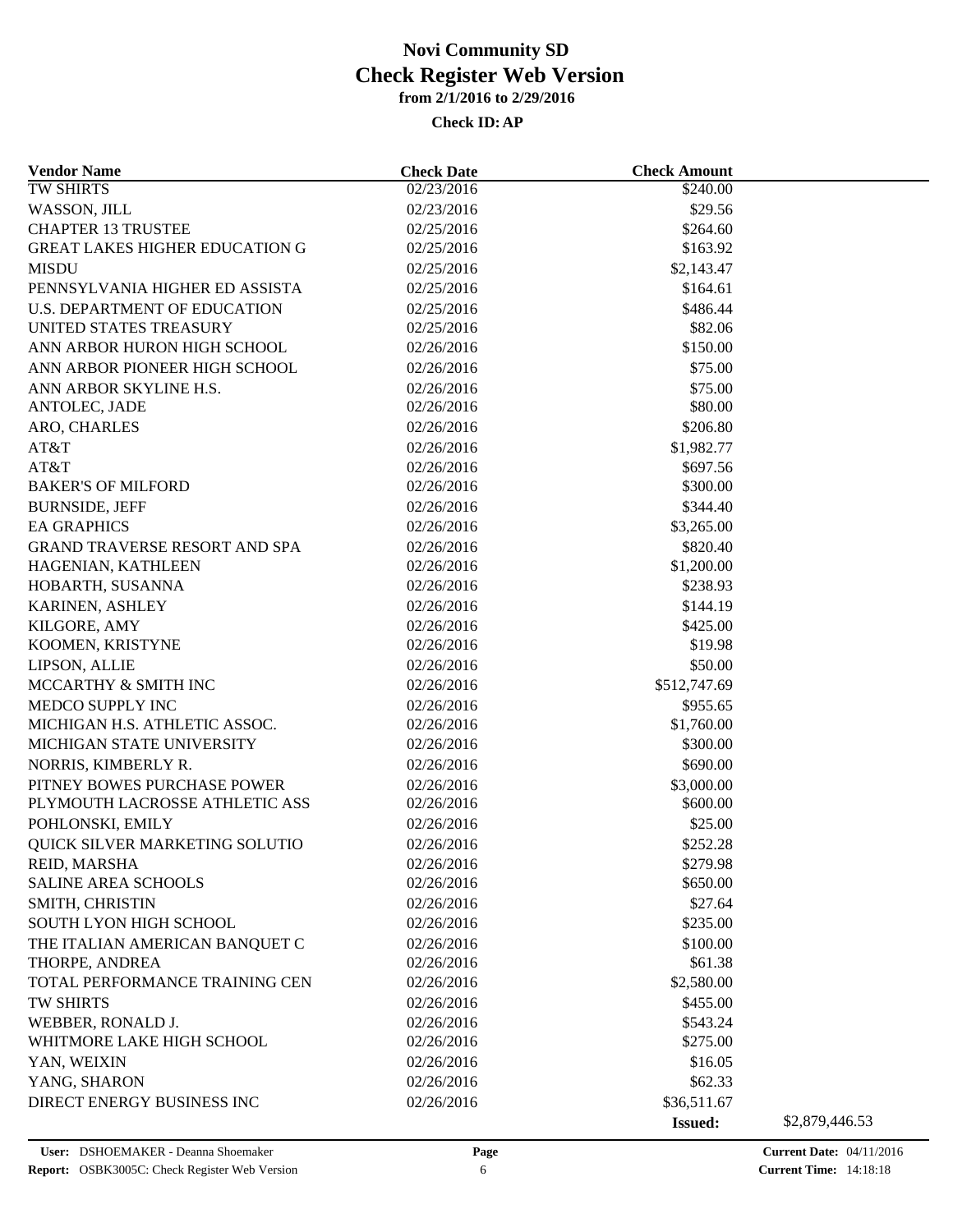# Novi Community SD
# Check Register Web Version
### from 2/1/2016 to 2/29/2016
#### Check ID: AP

| Vendor Name | Check Date | Check Amount | |
|---|---|---|---|
| TW SHIRTS | 02/23/2016 | $240.00 | |
| WASSON, JILL | 02/23/2016 | $29.56 | |
| CHAPTER 13 TRUSTEE | 02/25/2016 | $264.60 | |
| GREAT LAKES HIGHER EDUCATION G | 02/25/2016 | $163.92 | |
| MISDU | 02/25/2016 | $2,143.47 | |
| PENNSYLVANIA HIGHER ED ASSISTA | 02/25/2016 | $164.61 | |
| U.S. DEPARTMENT OF EDUCATION | 02/25/2016 | $486.44 | |
| UNITED STATES TREASURY | 02/25/2016 | $82.06 | |
| ANN ARBOR HURON HIGH SCHOOL | 02/26/2016 | $150.00 | |
| ANN ARBOR PIONEER HIGH SCHOOL | 02/26/2016 | $75.00 | |
| ANN ARBOR SKYLINE H.S. | 02/26/2016 | $75.00 | |
| ANTOLEC, JADE | 02/26/2016 | $80.00 | |
| ARO, CHARLES | 02/26/2016 | $206.80 | |
| AT&T | 02/26/2016 | $1,982.77 | |
| AT&T | 02/26/2016 | $697.56 | |
| BAKER'S OF MILFORD | 02/26/2016 | $300.00 | |
| BURNSIDE, JEFF | 02/26/2016 | $344.40 | |
| EA GRAPHICS | 02/26/2016 | $3,265.00 | |
| GRAND TRAVERSE RESORT AND SPA | 02/26/2016 | $820.40 | |
| HAGENIAN, KATHLEEN | 02/26/2016 | $1,200.00 | |
| HOBARTH, SUSANNA | 02/26/2016 | $238.93 | |
| KARINEN, ASHLEY | 02/26/2016 | $144.19 | |
| KILGORE, AMY | 02/26/2016 | $425.00 | |
| KOOMEN, KRISTYNE | 02/26/2016 | $19.98 | |
| LIPSON, ALLIE | 02/26/2016 | $50.00 | |
| MCCARTHY & SMITH INC | 02/26/2016 | $512,747.69 | |
| MEDCO SUPPLY INC | 02/26/2016 | $955.65 | |
| MICHIGAN H.S. ATHLETIC ASSOC. | 02/26/2016 | $1,760.00 | |
| MICHIGAN STATE UNIVERSITY | 02/26/2016 | $300.00 | |
| NORRIS, KIMBERLY R. | 02/26/2016 | $690.00 | |
| PITNEY BOWES PURCHASE POWER | 02/26/2016 | $3,000.00 | |
| PLYMOUTH LACROSSE ATHLETIC ASS | 02/26/2016 | $600.00 | |
| POHLONSKI, EMILY | 02/26/2016 | $25.00 | |
| QUICK SILVER MARKETING SOLUTIO | 02/26/2016 | $252.28 | |
| REID, MARSHA | 02/26/2016 | $279.98 | |
| SALINE AREA SCHOOLS | 02/26/2016 | $650.00 | |
| SMITH, CHRISTIN | 02/26/2016 | $27.64 | |
| SOUTH LYON HIGH SCHOOL | 02/26/2016 | $235.00 | |
| THE ITALIAN AMERICAN BANQUET C | 02/26/2016 | $100.00 | |
| THORPE, ANDREA | 02/26/2016 | $61.38 | |
| TOTAL PERFORMANCE TRAINING CEN | 02/26/2016 | $2,580.00 | |
| TW SHIRTS | 02/26/2016 | $455.00 | |
| WEBBER, RONALD J. | 02/26/2016 | $543.24 | |
| WHITMORE LAKE HIGH SCHOOL | 02/26/2016 | $275.00 | |
| YAN, WEIXIN | 02/26/2016 | $16.05 | |
| YANG, SHARON | 02/26/2016 | $62.33 | |
| DIRECT ENERGY BUSINESS INC | 02/26/2016 | $36,511.67 | |
| | | **Issued:** | $2,879,446.53 |

**User:** DSHOEMAKER - Deanna Shoemaker
**Report:** OSBK3005C: Check Register Web Version
**Current Date:** 04/11/2016
**Current Time:** 14:18:18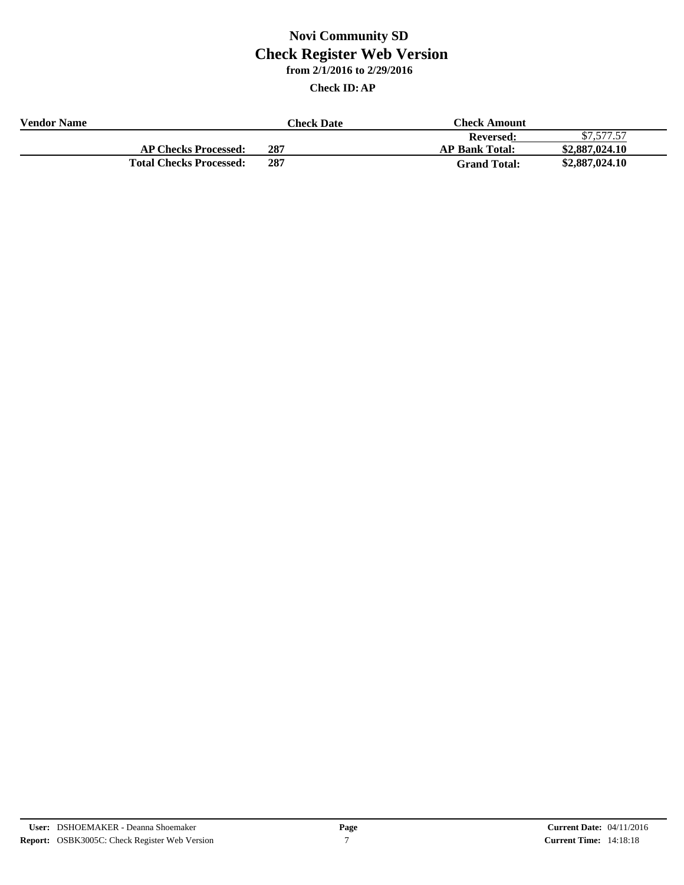# Novi Community SD
## Check Register Web Version
### from 2/1/2016 to 2/29/2016

**Check ID: AP**

| Vendor Name | | Check Date | Check Amount | |
|---|---|---|---|---|
| | | | **Reversed:** | $7,577.57 |
| **AP Checks Processed:** | **287** | | **AP Bank Total:** | **$2,887,024.10** |
| **Total Checks Processed:** | **287** | | **Grand Total:** | **$2,887,024.10** |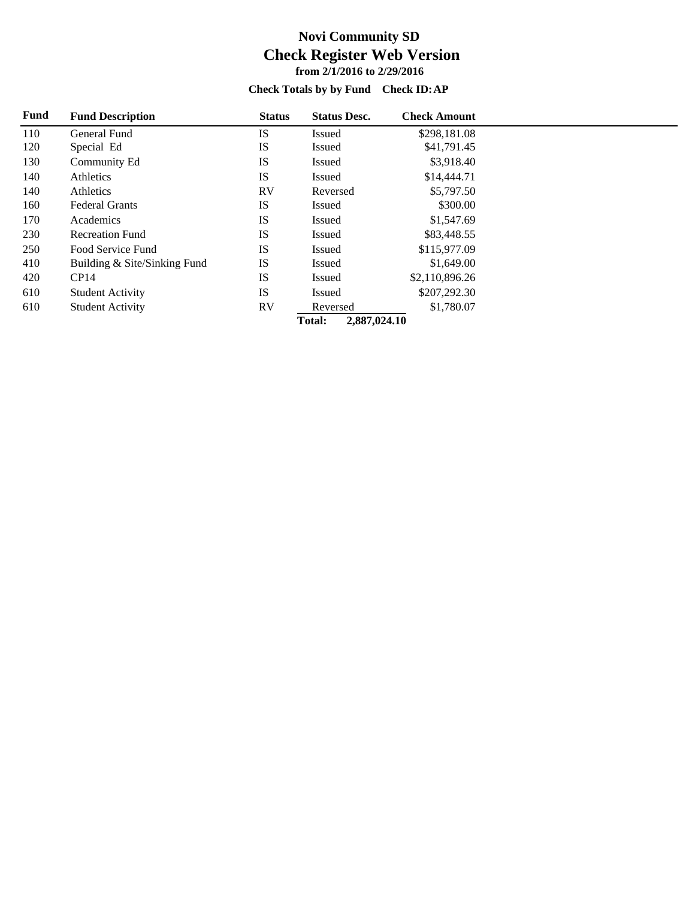# Novi Community SD

## Check Register Web Version

**from 2/1/2016 to 2/29/2016**

**Check Totals by by Fund    Check ID: AP**

| Fund | Fund Description | Status | Status Desc. | Check Amount |
|---|---|---|---|---|
| 110 | General Fund | IS | Issued | $298,181.08 |
| 120 | Special Ed | IS | Issued | $41,791.45 |
| 130 | Community Ed | IS | Issued | $3,918.40 |
| 140 | Athletics | IS | Issued | $14,444.71 |
| 140 | Athletics | RV | Reversed | $5,797.50 |
| 160 | Federal Grants | IS | Issued | $300.00 |
| 170 | Academics | IS | Issued | $1,547.69 |
| 230 | Recreation Fund | IS | Issued | $83,448.55 |
| 250 | Food Service Fund | IS | Issued | $115,977.09 |
| 410 | Building & Site/Sinking Fund | IS | Issued | $1,649.00 |
| 420 | CP14 | IS | Issued | $2,110,896.26 |
| 610 | Student Activity | IS | Issued | $207,292.30 |
| 610 | Student Activity | RV | Reversed | $1,780.07 |
| | | | **Total:** | **2,887,024.10** |